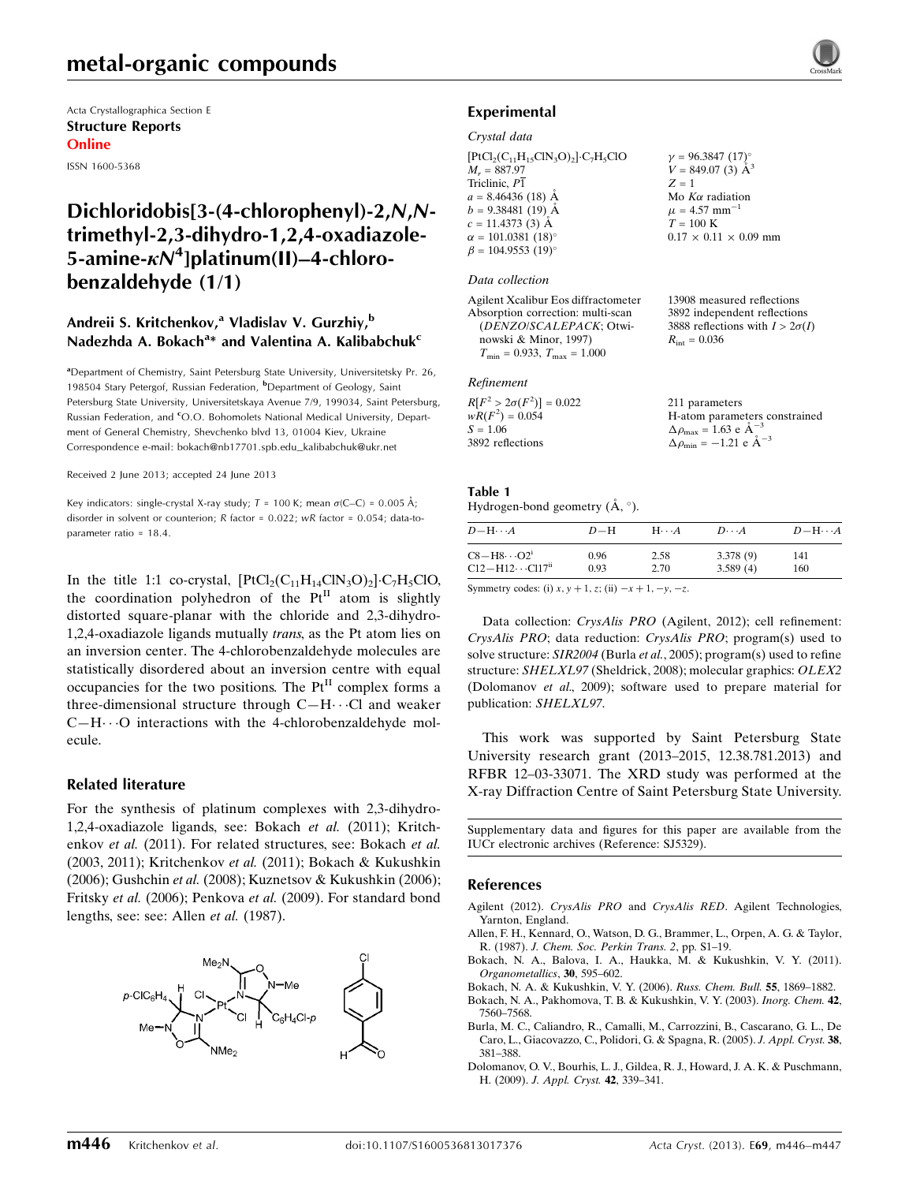# metal-organic compounds

Acta Crystallographica Section E
**Structure Reports**
**Online**

ISSN 1600-5368

# Dichloridobis[3-(4-chlorophenyl)-2,N,N-trimethyl-2,3-dihydro-1,2,4-oxadiazole-5-amine-κN[4]]platinum(II)–4-chlorobenzaldehyde (1/1)

**Andreii S. Kritchenkov,[a] Vladislav V. Gurzhiy,[b] Nadezhda A. Bokach[a]* and Valentina A. Kalibabchuk[c]**

[a]Department of Chemistry, Saint Petersburg State University, Universitetsky Pr. 26, 198504 Stary Petergof, Russian Federation, [b]Department of Geology, Saint Petersburg State University, Universitetskaya Avenue 7/9, 199034, Saint Petersburg, Russian Federation, and [c]O.O. Bohomolets National Medical University, Department of General Chemistry, Shevchenko blvd 13, 01004 Kiev, Ukraine
Correspondence e-mail: bokach@nb17701.spb.edu_kalibabchuk@ukr.net

Received 2 June 2013; accepted 24 June 2013

Key indicators: single-crystal X-ray study; $T$ = 100 K; mean $\sigma$(C–C) = 0.005 Å; disorder in solvent or counterion; $R$ factor = 0.022; $wR$ factor = 0.054; data-to-parameter ratio = 18.4.

In the title 1:1 co-crystal, $[PtCl_2(C_{11}H_{14}ClN_3O)_2]\cdot C_7H_5ClO$, the coordination polyhedron of the $Pt^{II}$ atom is slightly distorted square-planar with the chloride and 2,3-dihydro-1,2,4-oxadiazole ligands mutually *trans*, as the Pt atom lies on an inversion center. The 4-chlorobenzaldehyde molecules are statistically disordered about an inversion centre with equal occupancies for the two positions. The $Pt^{II}$ complex forms a three-dimensional structure through C—H⋯Cl and weaker C—H⋯O interactions with the 4-chlorobenzaldehyde molecule.

## Related literature

For the synthesis of platinum complexes with 2,3-dihydro-1,2,4-oxadiazole ligands, see: Bokach *et al.* (2011); Kritchenkov *et al.* (2011). For related structures, see: Bokach *et al.* (2003, 2011); Kritchenkov *et al.* (2011); Bokach & Kukushkin (2006); Gushchin *et al.* (2008); Kuznetsov & Kukushkin (2006); Fritsky *et al.* (2006); Penkova *et al.* (2009). For standard bond lengths, see: see: Allen *et al.* (1987).

## Experimental

### Crystal data

$[PtCl_2(C_{11}H_{15}ClN_3O)_2]\cdot C_7H_5ClO$
$M_r$ = 887.97
Triclinic, $P\overline{1}$
$a$ = 8.46436 (18) Å
$b$ = 9.38481 (19) Å
$c$ = 11.4373 (3) Å
$\alpha$ = 101.0381 (18)°
$\beta$ = 104.9553 (19)°
$\gamma$ = 96.3847 (17)°
$V$ = 849.07 (3) Å$^3$
$Z$ = 1
Mo $K\alpha$ radiation
$\mu$ = 4.57 mm$^{-1}$
$T$ = 100 K
0.17 × 0.11 × 0.09 mm

### Data collection

Agilent Xcalibur Eos diffractometer
Absorption correction: multi-scan (*DENZO*/*SCALEPACK*; Otwinowski & Minor, 1997)
$T_{min}$ = 0.933, $T_{max}$ = 1.000
13908 measured reflections
3892 independent reflections
3888 reflections with $I > 2\sigma(I)$
$R_{int}$ = 0.036

### Refinement

$R[F^2 > 2\sigma(F^2)]$ = 0.022
$wR(F^2)$ = 0.054
$S$ = 1.06
3892 reflections
211 parameters
H-atom parameters constrained
$\Delta\rho_{max}$ = 1.63 e Å$^{-3}$
$\Delta\rho_{min}$ = −1.21 e Å$^{-3}$

**Table 1**
Hydrogen-bond geometry (Å, °).

| $D$—H⋯$A$ | $D$—H | H⋯$A$ | $D$⋯$A$ | $D$—H⋯$A$ |
|---|---|---|---|---|
| C8—H8⋯O2[i] | 0.96 | 2.58 | 3.378 (9) | 141 |
| C12—H12⋯Cl17[ii] | 0.93 | 2.70 | 3.589 (4) | 160 |

Symmetry codes: (i) $x, y+1, z$; (ii) $-x+1, -y, -z$.

Data collection: *CrysAlis PRO* (Agilent, 2012); cell refinement: *CrysAlis PRO*; data reduction: *CrysAlis PRO*; program(s) used to solve structure: *SIR2004* (Burla *et al.*, 2005); program(s) used to refine structure: *SHELXL97* (Sheldrick, 2008); molecular graphics: *OLEX2* (Dolomanov *et al.*, 2009); software used to prepare material for publication: *SHELXL97*.

This work was supported by Saint Petersburg State University research grant (2013–2015, 12.38.781.2013) and RFBR 12–03-33071. The XRD study was performed at the X-ray Diffraction Centre of Saint Petersburg State University.

Supplementary data and figures for this paper are available from the IUCr electronic archives (Reference: SJ5329).

## References

Agilent (2012). *CrysAlis PRO* and *CrysAlis RED*. Agilent Technologies, Yarnton, England.

Allen, F. H., Kennard, O., Watson, D. G., Brammer, L., Orpen, A. G. & Taylor, R. (1987). *J. Chem. Soc. Perkin Trans. 2*, pp. S1–19.

Bokach, N. A., Balova, I. A., Haukka, M. & Kukushkin, V. Y. (2011). *Organometallics*, **30**, 595–602.

Bokach, N. A. & Kukushkin, V. Y. (2006). *Russ. Chem. Bull.* **55**, 1869–1882.

Bokach, N. A., Pakhomova, T. B. & Kukushkin, V. Y. (2003). *Inorg. Chem.* **42**, 7560–7568.

Burla, M. C., Caliandro, R., Camalli, M., Carrozzini, B., Cascarano, G. L., De Caro, L., Giacovazzo, C., Polidori, G. & Spagna, R. (2005). *J. Appl. Cryst.* **38**, 381–388.

Dolomanov, O. V., Bourhis, L. J., Gildea, R. J., Howard, J. A. K. & Puschmann, H. (2009). *J. Appl. Cryst.* **42**, 339–341.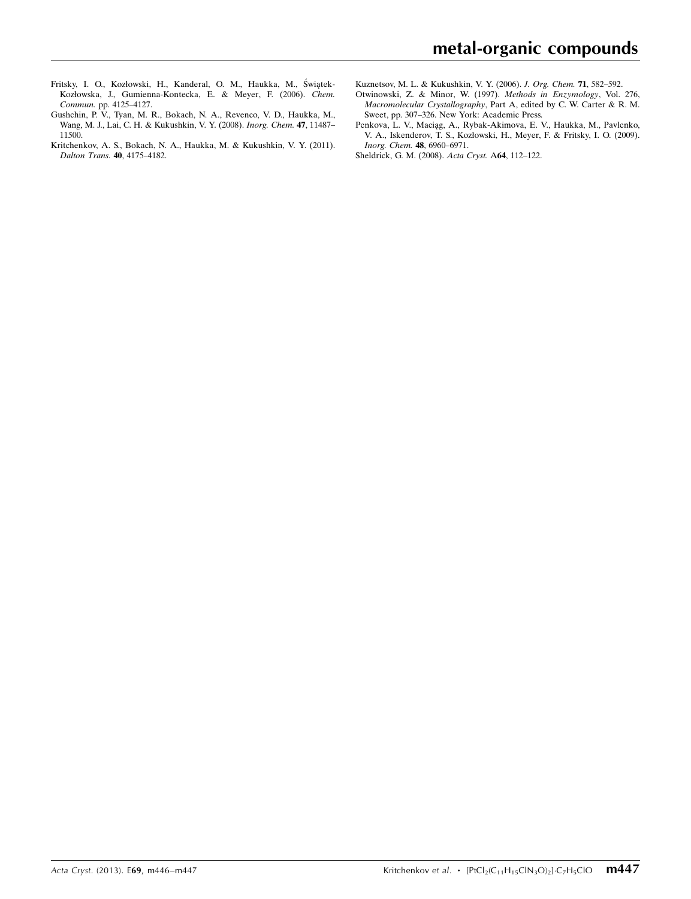Fritsky, I. O., Kozłowski, H., Kanderal, O. M., Haukka, M., Świątek-Kozłowska, J., Gumienna-Kontecka, E. & Meyer, F. (2006). *Chem. Commun.* pp. 4125–4127.

Gushchin, P. V., Tyan, M. R., Bokach, N. A., Revenco, V. D., Haukka, M., Wang, M. J., Lai, C. H. & Kukushkin, V. Y. (2008). *Inorg. Chem.* **47**, 11487–11500.

Kritchenkov, A. S., Bokach, N. A., Haukka, M. & Kukushkin, V. Y. (2011). *Dalton Trans.* **40**, 4175–4182.

Kuznetsov, M. L. & Kukushkin, V. Y. (2006). *J. Org. Chem.* **71**, 582–592.

Otwinowski, Z. & Minor, W. (1997). *Methods in Enzymology*, Vol. 276, *Macromolecular Crystallography*, Part A, edited by C. W. Carter & R. M. Sweet, pp. 307–326. New York: Academic Press.

Penkova, L. V., Maciąg, A., Rybak-Akimova, E. V., Haukka, M., Pavlenko, V. A., Iskenderov, T. S., Kozłowski, H., Meyer, F. & Fritsky, I. O. (2009). *Inorg. Chem.* **48**, 6960–6971.

Sheldrick, G. M. (2008). *Acta Cryst.* A**64**, 112–122.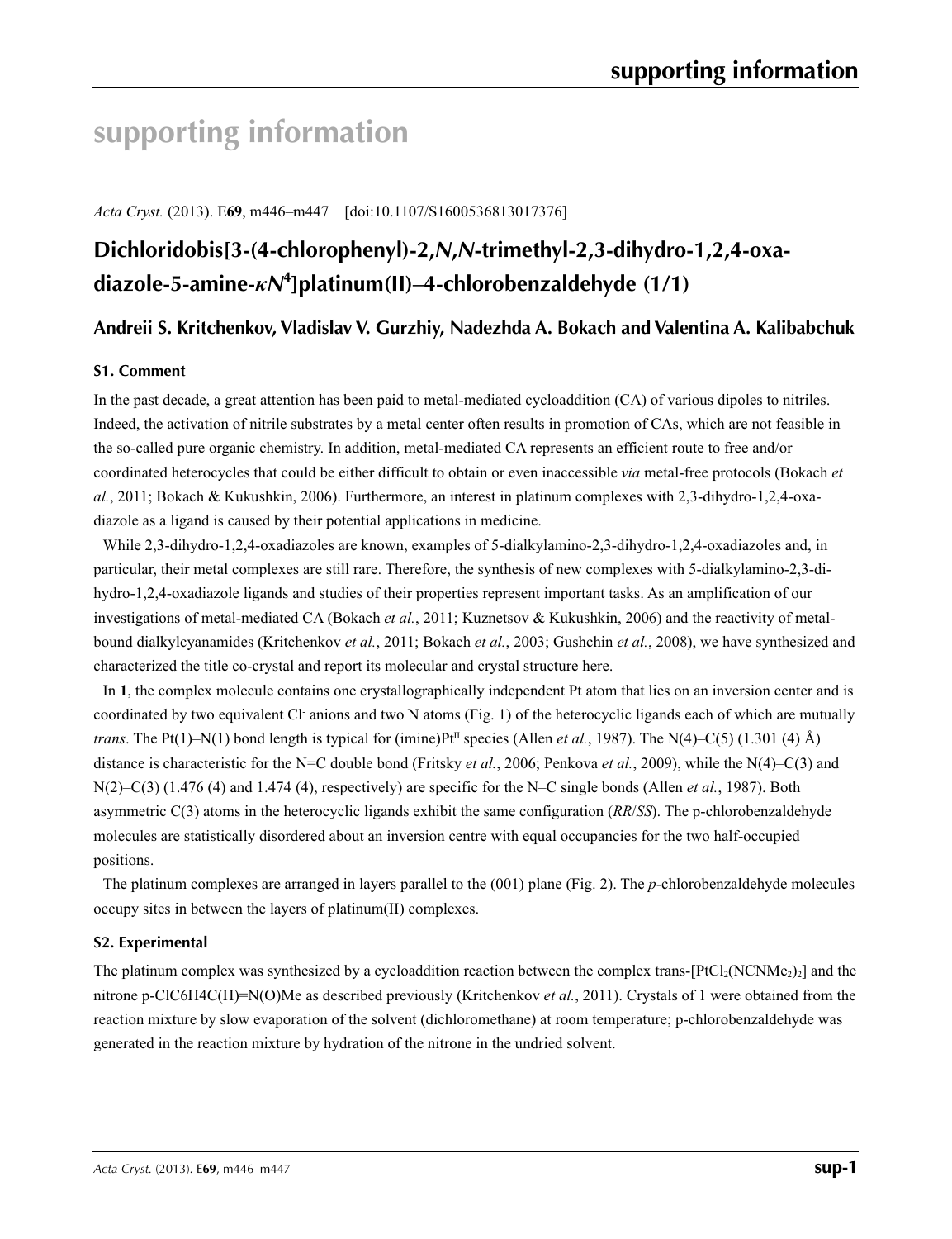# supporting information

*Acta Cryst.* (2013). E**69**, m446–m447 [doi:10.1107/S1600536813017376]

## Dichloridobis[3-(4-chlorophenyl)-2,*N*,*N*-trimethyl-2,3-dihydro-1,2,4-oxadiazole-5-amine-κ*N*[4]]platinum(II)–4-chlorobenzaldehyde (1/1)

**Andreii S. Kritchenkov, Vladislav V. Gurzhiy, Nadezhda A. Bokach and Valentina A. Kalibabchuk**

### S1. Comment

In the past decade, a great attention has been paid to metal-mediated cycloaddition (CA) of various dipoles to nitriles. Indeed, the activation of nitrile substrates by a metal center often results in promotion of CAs, which are not feasible in the so-called pure organic chemistry. In addition, metal-mediated CA represents an efficient route to free and/or coordinated heterocycles that could be either difficult to obtain or even inaccessible *via* metal-free protocols (Bokach *et al.*, 2011; Bokach & Kukushkin, 2006). Furthermore, an interest in platinum complexes with 2,3-dihydro-1,2,4-oxadiazole as a ligand is caused by their potential applications in medicine.

While 2,3-dihydro-1,2,4-oxadiazoles are known, examples of 5-dialkylamino-2,3-dihydro-1,2,4-oxadiazoles and, in particular, their metal complexes are still rare. Therefore, the synthesis of new complexes with 5-dialkylamino-2,3-dihydro-1,2,4-oxadiazole ligands and studies of their properties represent important tasks. As an amplification of our investigations of metal-mediated CA (Bokach *et al.*, 2011; Kuznetsov & Kukushkin, 2006) and the reactivity of metal-bound dialkylcyanamides (Kritchenkov *et al.*, 2011; Bokach *et al.*, 2003; Gushchin *et al.*, 2008), we have synthesized and characterized the title co-crystal and report its molecular and crystal structure here.

In **1**, the complex molecule contains one crystallographically independent Pt atom that lies on an inversion center and is coordinated by two equivalent $Cl^-$ anions and two N atoms (Fig. 1) of the heterocyclic ligands each of which are mutually *trans*. The Pt(1)–N(1) bond length is typical for (imine)$Pt^{II}$ species (Allen *et al.*, 1987). The N(4)–C(5) (1.301 (4) Å) distance is characteristic for the N=C double bond (Fritsky *et al.*, 2006; Penkova *et al.*, 2009), while the N(4)–C(3) and N(2)–C(3) (1.476 (4) and 1.474 (4), respectively) are specific for the N–C single bonds (Allen *et al.*, 1987). Both asymmetric C(3) atoms in the heterocyclic ligands exhibit the same configuration (*RR*/*SS*). The p-chlorobenzaldehyde molecules are statistically disordered about an inversion centre with equal occupancies for the two half-occupied positions.

The platinum complexes are arranged in layers parallel to the (001) plane (Fig. 2). The *p*-chlorobenzaldehyde molecules occupy sites in between the layers of platinum(II) complexes.

### S2. Experimental

The platinum complex was synthesized by a cycloaddition reaction between the complex trans-$[PtCl_2(NCNMe_2)_2]$ and the nitrone p-ClC6H4C(H)=N(O)Me as described previously (Kritchenkov *et al.*, 2011). Crystals of 1 were obtained from the reaction mixture by slow evaporation of the solvent (dichloromethane) at room temperature; p-chlorobenzaldehyde was generated in the reaction mixture by hydration of the nitrone in the undried solvent.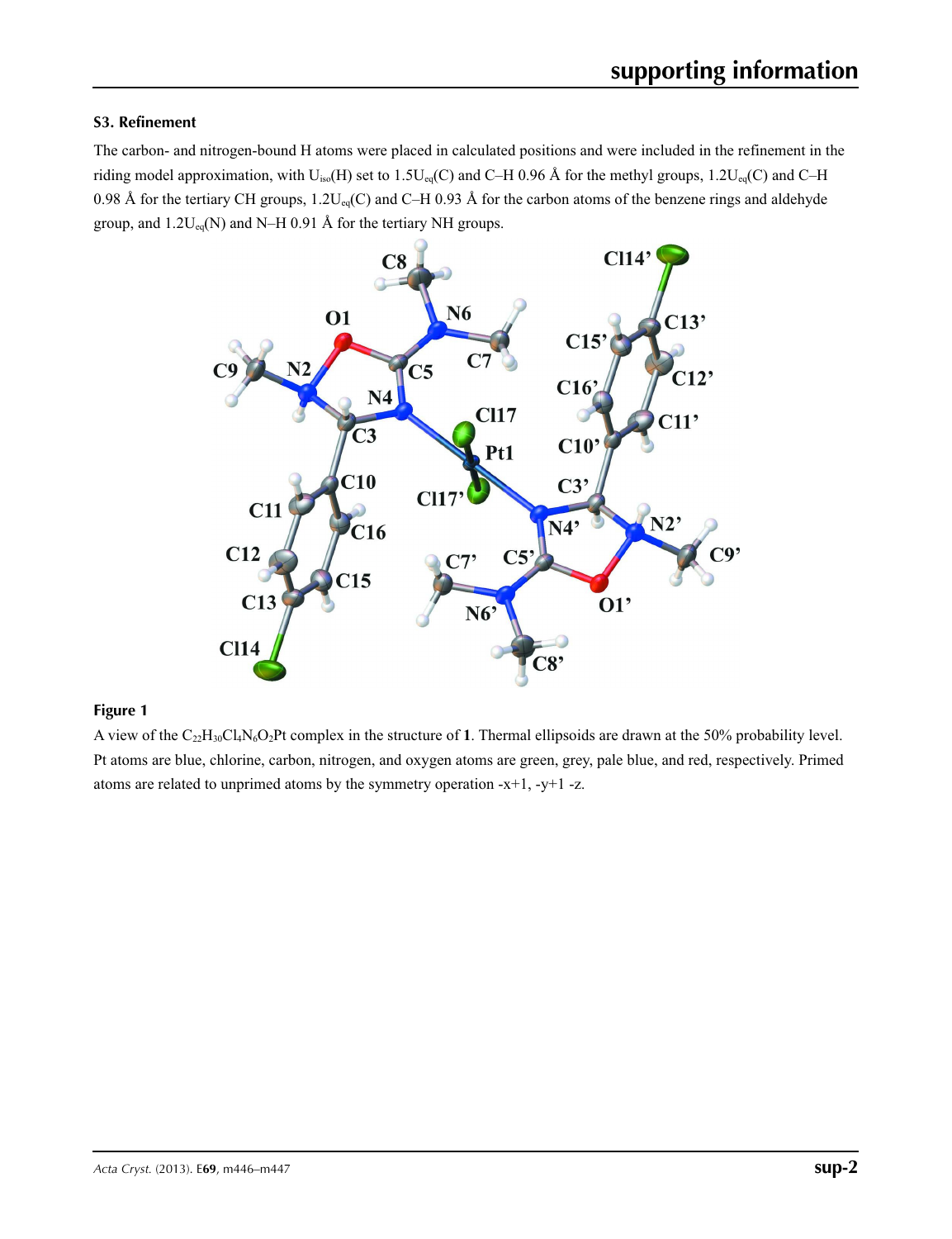## S3. Refinement

The carbon- and nitrogen-bound H atoms were placed in calculated positions and were included in the refinement in the riding model approximation, with $U_{iso}(H)$ set to $1.5U_{eq}(C)$ and C–H 0.96 Å for the methyl groups, $1.2U_{eq}(C)$ and C–H 0.98 Å for the tertiary CH groups, $1.2U_{eq}(C)$ and C–H 0.93 Å for the carbon atoms of the benzene rings and aldehyde group, and $1.2U_{eq}(N)$ and N–H 0.91 Å for the tertiary NH groups.

**Figure 1**

A view of the $C_{22}H_{30}Cl_4N_6O_2Pt$ complex in the structure of **1**. Thermal ellipsoids are drawn at the 50% probability level. Pt atoms are blue, chlorine, carbon, nitrogen, and oxygen atoms are green, grey, pale blue, and red, respectively. Primed atoms are related to unprimed atoms by the symmetry operation -x+1, -y+1 -z.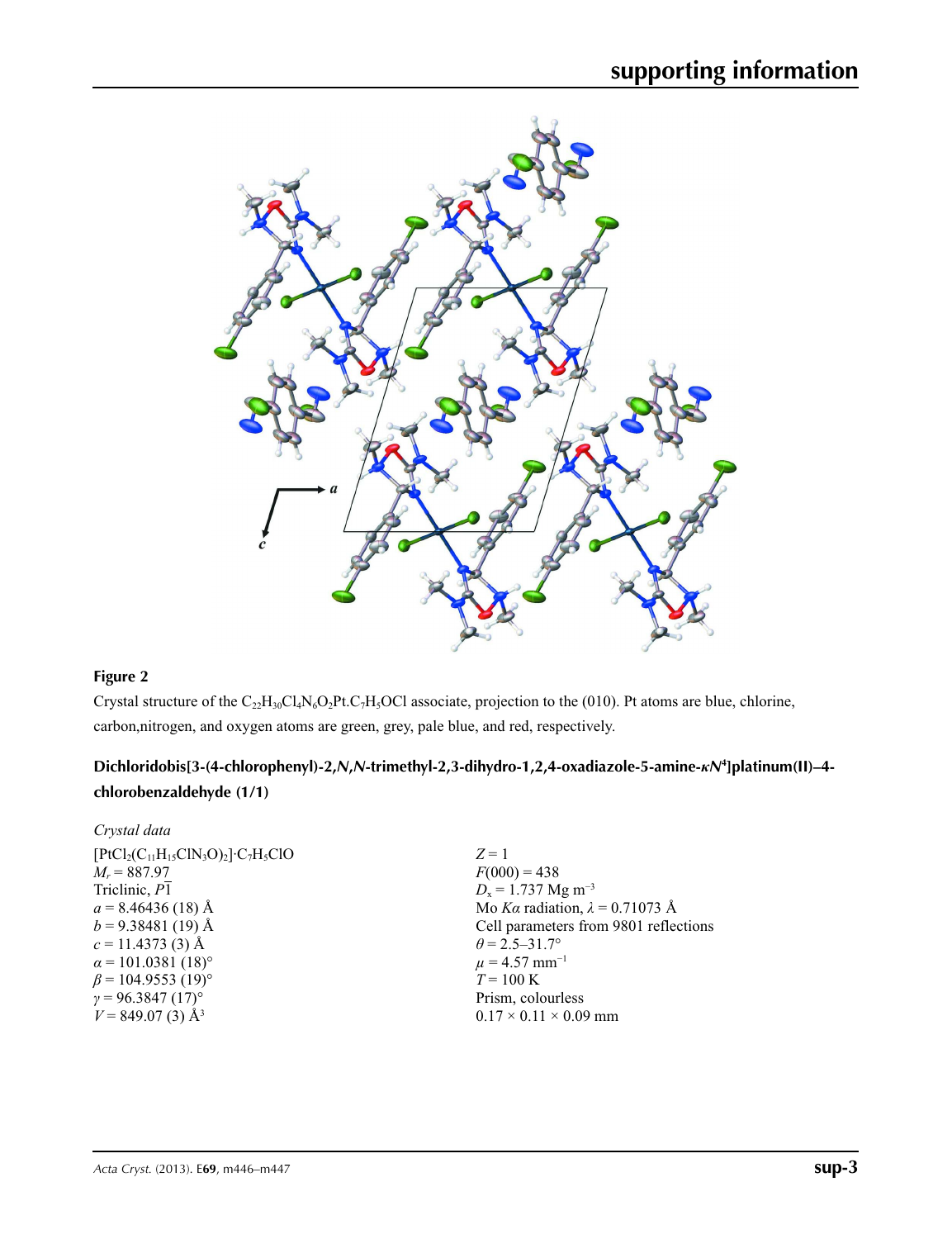**Figure 2**

Crystal structure of the $C_{22}H_{30}Cl_4N_6O_2Pt.C_7H_5OCl$ associate, projection to the (010). Pt atoms are blue, chlorine, carbon,nitrogen, and oxygen atoms are green, grey, pale blue, and red, respectively.

## Dichloridobis[3-(4-chlorophenyl)-2,*N*,*N*-trimethyl-2,3-dihydro-1,2,4-oxadiazole-5-amine-κ*N*[4]]platinum(II)–4-chlorobenzaldehyde (1/1)

### *Crystal data*

| | |
|---|---|
| $[PtCl_2(C_{11}H_{15}ClN_3O)_2]\cdot C_7H_5ClO$ | $Z = 1$ |
| $M_r = 887.97$ | $F(000) = 438$ |
| Triclinic, $P\overline{1}$ | $D_x = 1.737$ Mg m$^{-3}$ |
| $a = 8.46436$ (18) Å | Mo $K\alpha$ radiation, $\lambda = 0.71073$ Å |
| $b = 9.38481$ (19) Å | Cell parameters from 9801 reflections |
| $c = 11.4373$ (3) Å | $\theta = 2.5$–$31.7°$ |
| $\alpha = 101.0381$ (18)° | $\mu = 4.57$ mm$^{-1}$ |
| $\beta = 104.9553$ (19)° | $T = 100$ K |
| $\gamma = 96.3847$ (17)° | Prism, colourless |
| $V = 849.07$ (3) Å$^3$ | $0.17 \times 0.11 \times 0.09$ mm |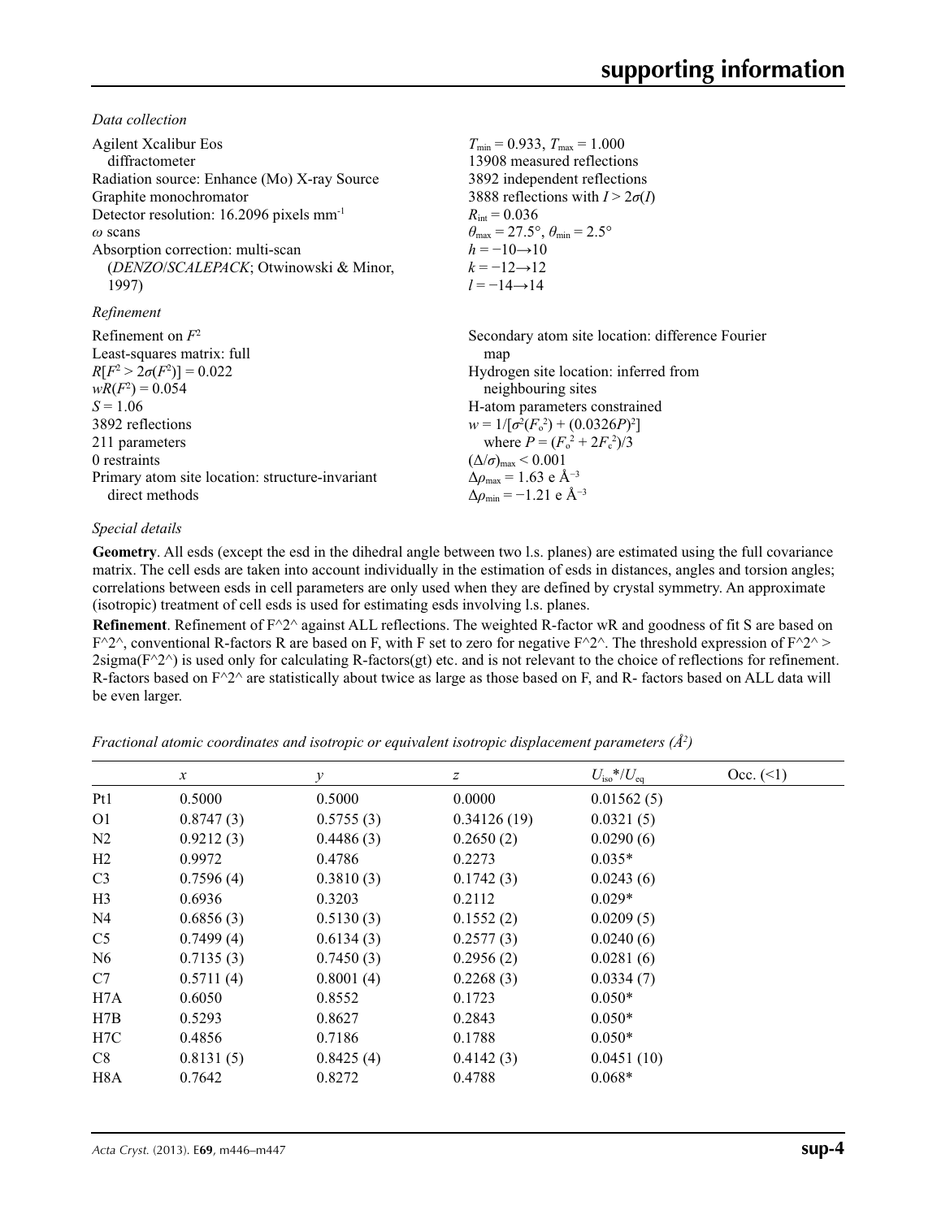*Data collection*

Agilent Xcalibur Eos diffractometer
Radiation source: Enhance (Mo) X-ray Source
Graphite monochromator
Detector resolution: 16.2096 pixels mm$^{-1}$
$\omega$ scans
Absorption correction: multi-scan (*DENZO*/*SCALEPACK*; Otwinowski & Minor, 1997)
$T_{min}$ = 0.933, $T_{max}$ = 1.000
13908 measured reflections
3892 independent reflections
3888 reflections with $I > 2\sigma(I)$
$R_{int}$ = 0.036
$\theta_{max}$ = 27.5°, $\theta_{min}$ = 2.5°
$h$ = −10→10
$k$ = −12→12
$l$ = −14→14

*Refinement*

Refinement on $F^2$
Least-squares matrix: full
$R[F^2 > 2\sigma(F^2)]$ = 0.022
$wR(F^2)$ = 0.054
$S$ = 1.06
3892 reflections
211 parameters
0 restraints
Primary atom site location: structure-invariant direct methods
Secondary atom site location: difference Fourier map
Hydrogen site location: inferred from neighbouring sites
H-atom parameters constrained
$w = 1/[\sigma^2(F_o^2) + (0.0326P)^2]$
where $P = (F_o^2 + 2F_c^2)/3$
$(\Delta/\sigma)_{max}$ < 0.001
$\Delta\rho_{max}$ = 1.63 e Å$^{-3}$
$\Delta\rho_{min}$ = −1.21 e Å$^{-3}$

*Special details*

**Geometry**. All esds (except the esd in the dihedral angle between two l.s. planes) are estimated using the full covariance matrix. The cell esds are taken into account individually in the estimation of esds in distances, angles and torsion angles; correlations between esds in cell parameters are only used when they are defined by crystal symmetry. An approximate (isotropic) treatment of cell esds is used for estimating esds involving l.s. planes.

**Refinement**. Refinement of F^2^ against ALL reflections. The weighted R-factor wR and goodness of fit S are based on F^2^, conventional R-factors R are based on F, with F set to zero for negative F^2^. The threshold expression of F^2^ > 2sigma(F^2^) is used only for calculating R-factors(gt) etc. and is not relevant to the choice of reflections for refinement. R-factors based on F^2^ are statistically about twice as large as those based on F, and R- factors based on ALL data will be even larger.

*Fractional atomic coordinates and isotropic or equivalent isotropic displacement parameters (Å$^2$)*

| | $x$ | $y$ | $z$ | $U_{iso}$\*/$U_{eq}$ | Occ. (<1) |
|---|---|---|---|---|---|
| Pt1 | 0.5000 | 0.5000 | 0.0000 | 0.01562 (5) | |
| O1 | 0.8747 (3) | 0.5755 (3) | 0.34126 (19) | 0.0321 (5) | |
| N2 | 0.9212 (3) | 0.4486 (3) | 0.2650 (2) | 0.0290 (6) | |
| H2 | 0.9972 | 0.4786 | 0.2273 | 0.035* | |
| C3 | 0.7596 (4) | 0.3810 (3) | 0.1742 (3) | 0.0243 (6) | |
| H3 | 0.6936 | 0.3203 | 0.2112 | 0.029* | |
| N4 | 0.6856 (3) | 0.5130 (3) | 0.1552 (2) | 0.0209 (5) | |
| C5 | 0.7499 (4) | 0.6134 (3) | 0.2577 (3) | 0.0240 (6) | |
| N6 | 0.7135 (3) | 0.7450 (3) | 0.2956 (2) | 0.0281 (6) | |
| C7 | 0.5711 (4) | 0.8001 (4) | 0.2268 (3) | 0.0334 (7) | |
| H7A | 0.6050 | 0.8552 | 0.1723 | 0.050* | |
| H7B | 0.5293 | 0.8627 | 0.2843 | 0.050* | |
| H7C | 0.4856 | 0.7186 | 0.1788 | 0.050* | |
| C8 | 0.8131 (5) | 0.8425 (4) | 0.4142 (3) | 0.0451 (10) | |
| H8A | 0.7642 | 0.8272 | 0.4788 | 0.068* | |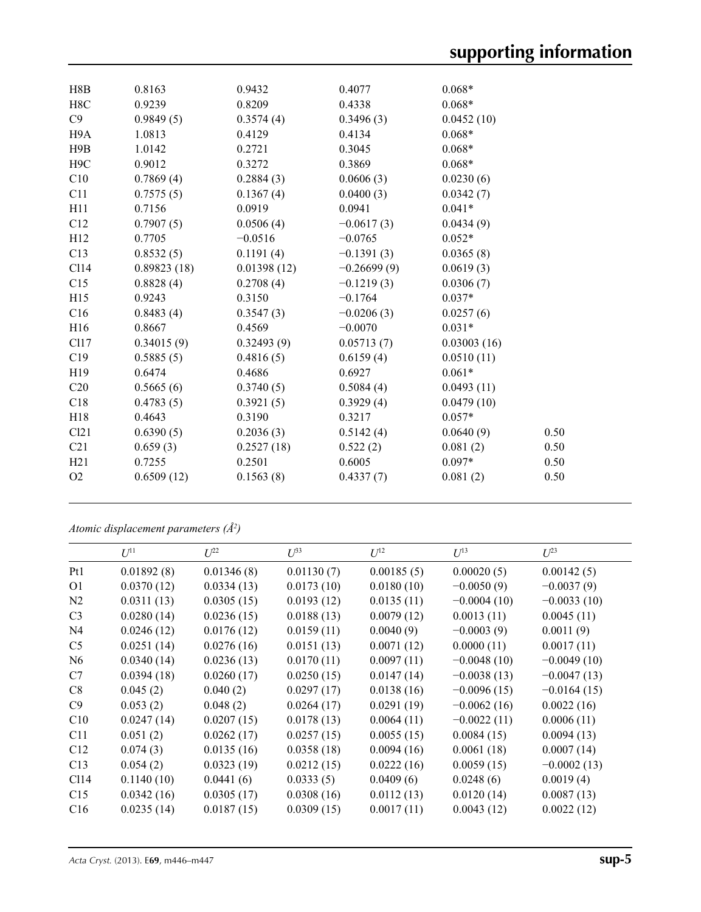| | | | | | |
|---|---|---|---|---|---|
| H8B | 0.8163 | 0.9432 | 0.4077 | 0.068* | |
| H8C | 0.9239 | 0.8209 | 0.4338 | 0.068* | |
| C9 | 0.9849 (5) | 0.3574 (4) | 0.3496 (3) | 0.0452 (10) | |
| H9A | 1.0813 | 0.4129 | 0.4134 | 0.068* | |
| H9B | 1.0142 | 0.2721 | 0.3045 | 0.068* | |
| H9C | 0.9012 | 0.3272 | 0.3869 | 0.068* | |
| C10 | 0.7869 (4) | 0.2884 (3) | 0.0606 (3) | 0.0230 (6) | |
| C11 | 0.7575 (5) | 0.1367 (4) | 0.0400 (3) | 0.0342 (7) | |
| H11 | 0.7156 | 0.0919 | 0.0941 | 0.041* | |
| C12 | 0.7907 (5) | 0.0506 (4) | −0.0617 (3) | 0.0434 (9) | |
| H12 | 0.7705 | −0.0516 | −0.0765 | 0.052* | |
| C13 | 0.8532 (5) | 0.1191 (4) | −0.1391 (3) | 0.0365 (8) | |
| Cl14 | 0.89823 (18) | 0.01398 (12) | −0.26699 (9) | 0.0619 (3) | |
| C15 | 0.8828 (4) | 0.2708 (4) | −0.1219 (3) | 0.0306 (7) | |
| H15 | 0.9243 | 0.3150 | −0.1764 | 0.037* | |
| C16 | 0.8483 (4) | 0.3547 (3) | −0.0206 (3) | 0.0257 (6) | |
| H16 | 0.8667 | 0.4569 | −0.0070 | 0.031* | |
| Cl17 | 0.34015 (9) | 0.32493 (9) | 0.05713 (7) | 0.03003 (16) | |
| C19 | 0.5885 (5) | 0.4816 (5) | 0.6159 (4) | 0.0510 (11) | |
| H19 | 0.6474 | 0.4686 | 0.6927 | 0.061* | |
| C20 | 0.5665 (6) | 0.3740 (5) | 0.5084 (4) | 0.0493 (11) | |
| C18 | 0.4783 (5) | 0.3921 (5) | 0.3929 (4) | 0.0479 (10) | |
| H18 | 0.4643 | 0.3190 | 0.3217 | 0.057* | |
| Cl21 | 0.6390 (5) | 0.2036 (3) | 0.5142 (4) | 0.0640 (9) | 0.50 |
| C21 | 0.659 (3) | 0.2527 (18) | 0.522 (2) | 0.081 (2) | 0.50 |
| H21 | 0.7255 | 0.2501 | 0.6005 | 0.097* | 0.50 |
| O2 | 0.6509 (12) | 0.1563 (8) | 0.4337 (7) | 0.081 (2) | 0.50 |

*Atomic displacement parameters (Å$^2$)*

| | $U^{11}$ | $U^{22}$ | $U^{33}$ | $U^{12}$ | $U^{13}$ | $U^{23}$ |
|---|---|---|---|---|---|---|
| Pt1 | 0.01892 (8) | 0.01346 (8) | 0.01130 (7) | 0.00185 (5) | 0.00020 (5) | 0.00142 (5) |
| O1 | 0.0370 (12) | 0.0334 (13) | 0.0173 (10) | 0.0180 (10) | −0.0050 (9) | −0.0037 (9) |
| N2 | 0.0311 (13) | 0.0305 (15) | 0.0193 (12) | 0.0135 (11) | −0.0004 (10) | −0.0033 (10) |
| C3 | 0.0280 (14) | 0.0236 (15) | 0.0188 (13) | 0.0079 (12) | 0.0013 (11) | 0.0045 (11) |
| N4 | 0.0246 (12) | 0.0176 (12) | 0.0159 (11) | 0.0040 (9) | −0.0003 (9) | 0.0011 (9) |
| C5 | 0.0251 (14) | 0.0276 (16) | 0.0151 (13) | 0.0071 (12) | 0.0000 (11) | 0.0017 (11) |
| N6 | 0.0340 (14) | 0.0236 (13) | 0.0170 (11) | 0.0097 (11) | −0.0048 (10) | −0.0049 (10) |
| C7 | 0.0394 (18) | 0.0260 (17) | 0.0250 (15) | 0.0147 (14) | −0.0038 (13) | −0.0047 (13) |
| C8 | 0.045 (2) | 0.040 (2) | 0.0297 (17) | 0.0138 (16) | −0.0096 (15) | −0.0164 (15) |
| C9 | 0.053 (2) | 0.048 (2) | 0.0264 (17) | 0.0291 (19) | −0.0062 (16) | 0.0022 (16) |
| C10 | 0.0247 (14) | 0.0207 (15) | 0.0178 (13) | 0.0064 (11) | −0.0022 (11) | 0.0006 (11) |
| C11 | 0.051 (2) | 0.0262 (17) | 0.0257 (15) | 0.0055 (15) | 0.0084 (15) | 0.0094 (13) |
| C12 | 0.074 (3) | 0.0135 (16) | 0.0358 (18) | 0.0094 (16) | 0.0061 (18) | 0.0007 (14) |
| C13 | 0.054 (2) | 0.0323 (19) | 0.0212 (15) | 0.0222 (16) | 0.0059 (15) | −0.0002 (13) |
| Cl14 | 0.1140 (10) | 0.0441 (6) | 0.0333 (5) | 0.0409 (6) | 0.0248 (6) | 0.0019 (4) |
| C15 | 0.0342 (16) | 0.0305 (17) | 0.0308 (16) | 0.0112 (13) | 0.0120 (14) | 0.0087 (13) |
| C16 | 0.0235 (14) | 0.0187 (15) | 0.0309 (15) | 0.0017 (11) | 0.0043 (12) | 0.0022 (12) |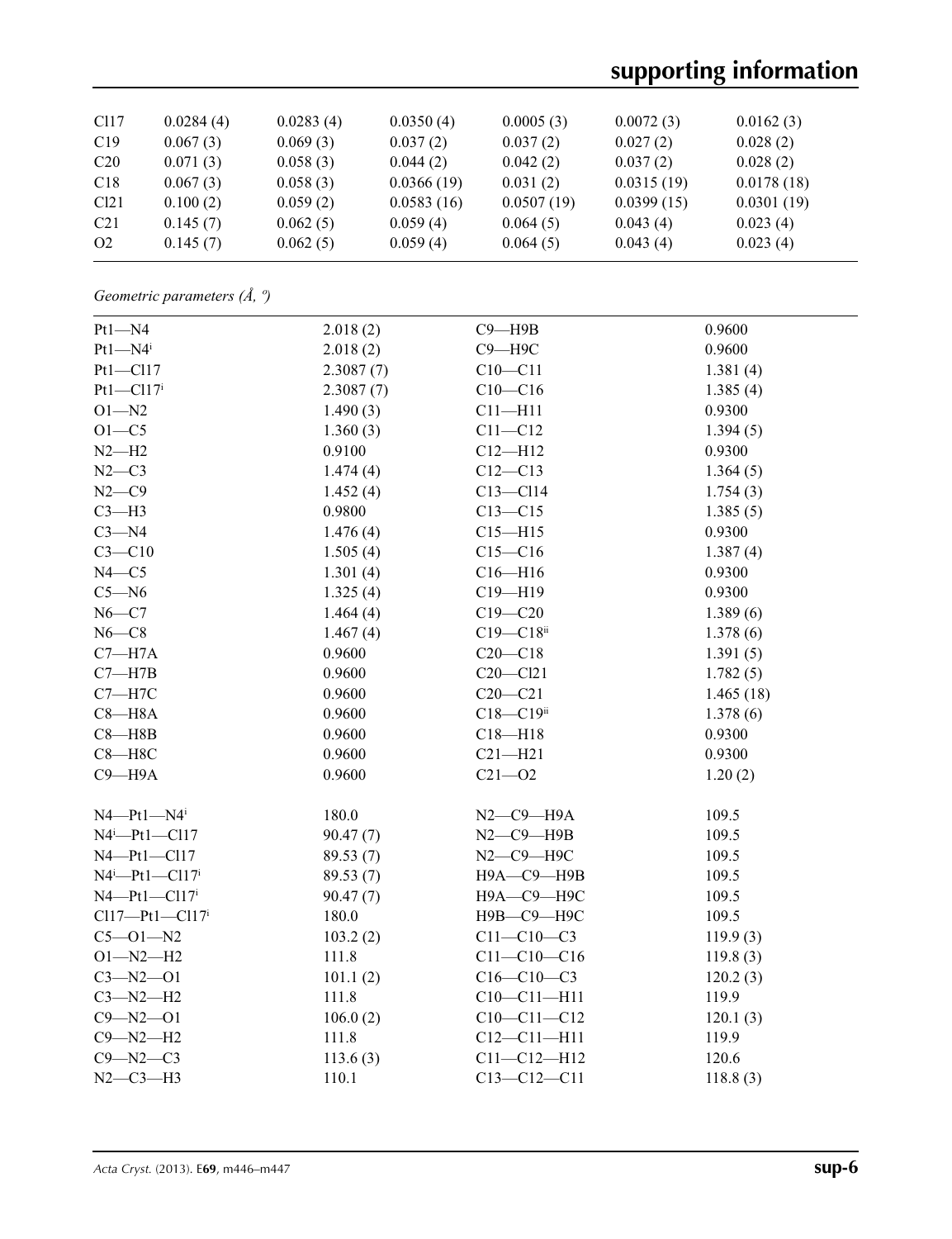| Cl17 | 0.0284 (4) | 0.0283 (4) | 0.0350 (4) | 0.0005 (3) | 0.0072 (3) | 0.0162 (3) |
|---|---|---|---|---|---|---|
| C19 | 0.067 (3) | 0.069 (3) | 0.037 (2) | 0.037 (2) | 0.027 (2) | 0.028 (2) |
| C20 | 0.071 (3) | 0.058 (3) | 0.044 (2) | 0.042 (2) | 0.037 (2) | 0.028 (2) |
| C18 | 0.067 (3) | 0.058 (3) | 0.0366 (19) | 0.031 (2) | 0.0315 (19) | 0.0178 (18) |
| Cl21 | 0.100 (2) | 0.059 (2) | 0.0583 (16) | 0.0507 (19) | 0.0399 (15) | 0.0301 (19) |
| C21 | 0.145 (7) | 0.062 (5) | 0.059 (4) | 0.064 (5) | 0.043 (4) | 0.023 (4) |
| O2 | 0.145 (7) | 0.062 (5) | 0.059 (4) | 0.064 (5) | 0.043 (4) | 0.023 (4) |

*Geometric parameters (Å, º)*

| | | | |
|---|---|---|---|
| Pt1—N4 | 2.018 (2) | C9—H9B | 0.9600 |
| Pt1—N4$^{i}$ | 2.018 (2) | C9—H9C | 0.9600 |
| Pt1—Cl17 | 2.3087 (7) | C10—C11 | 1.381 (4) |
| Pt1—Cl17$^{i}$ | 2.3087 (7) | C10—C16 | 1.385 (4) |
| O1—N2 | 1.490 (3) | C11—H11 | 0.9300 |
| O1—C5 | 1.360 (3) | C11—C12 | 1.394 (5) |
| N2—H2 | 0.9100 | C12—H12 | 0.9300 |
| N2—C3 | 1.474 (4) | C12—C13 | 1.364 (5) |
| N2—C9 | 1.452 (4) | C13—Cl14 | 1.754 (3) |
| C3—H3 | 0.9800 | C13—C15 | 1.385 (5) |
| C3—N4 | 1.476 (4) | C15—H15 | 0.9300 |
| C3—C10 | 1.505 (4) | C15—C16 | 1.387 (4) |
| N4—C5 | 1.301 (4) | C16—H16 | 0.9300 |
| C5—N6 | 1.325 (4) | C19—H19 | 0.9300 |
| N6—C7 | 1.464 (4) | C19—C20 | 1.389 (6) |
| N6—C8 | 1.467 (4) | C19—C18$^{ii}$ | 1.378 (6) |
| C7—H7A | 0.9600 | C20—C18 | 1.391 (5) |
| C7—H7B | 0.9600 | C20—Cl21 | 1.782 (5) |
| C7—H7C | 0.9600 | C20—C21 | 1.465 (18) |
| C8—H8A | 0.9600 | C18—C19$^{ii}$ | 1.378 (6) |
| C8—H8B | 0.9600 | C18—H18 | 0.9300 |
| C8—H8C | 0.9600 | C21—H21 | 0.9300 |
| C9—H9A | 0.9600 | C21—O2 | 1.20 (2) |
| | | | |
| N4—Pt1—N4$^{i}$ | 180.0 | N2—C9—H9A | 109.5 |
| N4$^{i}$—Pt1—Cl17 | 90.47 (7) | N2—C9—H9B | 109.5 |
| N4—Pt1—Cl17 | 89.53 (7) | N2—C9—H9C | 109.5 |
| N4$^{i}$—Pt1—Cl17$^{i}$ | 89.53 (7) | H9A—C9—H9B | 109.5 |
| N4—Pt1—Cl17$^{i}$ | 90.47 (7) | H9A—C9—H9C | 109.5 |
| Cl17—Pt1—Cl17$^{i}$ | 180.0 | H9B—C9—H9C | 109.5 |
| C5—O1—N2 | 103.2 (2) | C11—C10—C3 | 119.9 (3) |
| O1—N2—H2 | 111.8 | C11—C10—C16 | 119.8 (3) |
| C3—N2—O1 | 101.1 (2) | C16—C10—C3 | 120.2 (3) |
| C3—N2—H2 | 111.8 | C10—C11—H11 | 119.9 |
| C9—N2—O1 | 106.0 (2) | C10—C11—C12 | 120.1 (3) |
| C9—N2—H2 | 111.8 | C12—C11—H11 | 119.9 |
| C9—N2—C3 | 113.6 (3) | C11—C12—H12 | 120.6 |
| N2—C3—H3 | 110.1 | C13—C12—C11 | 118.8 (3) |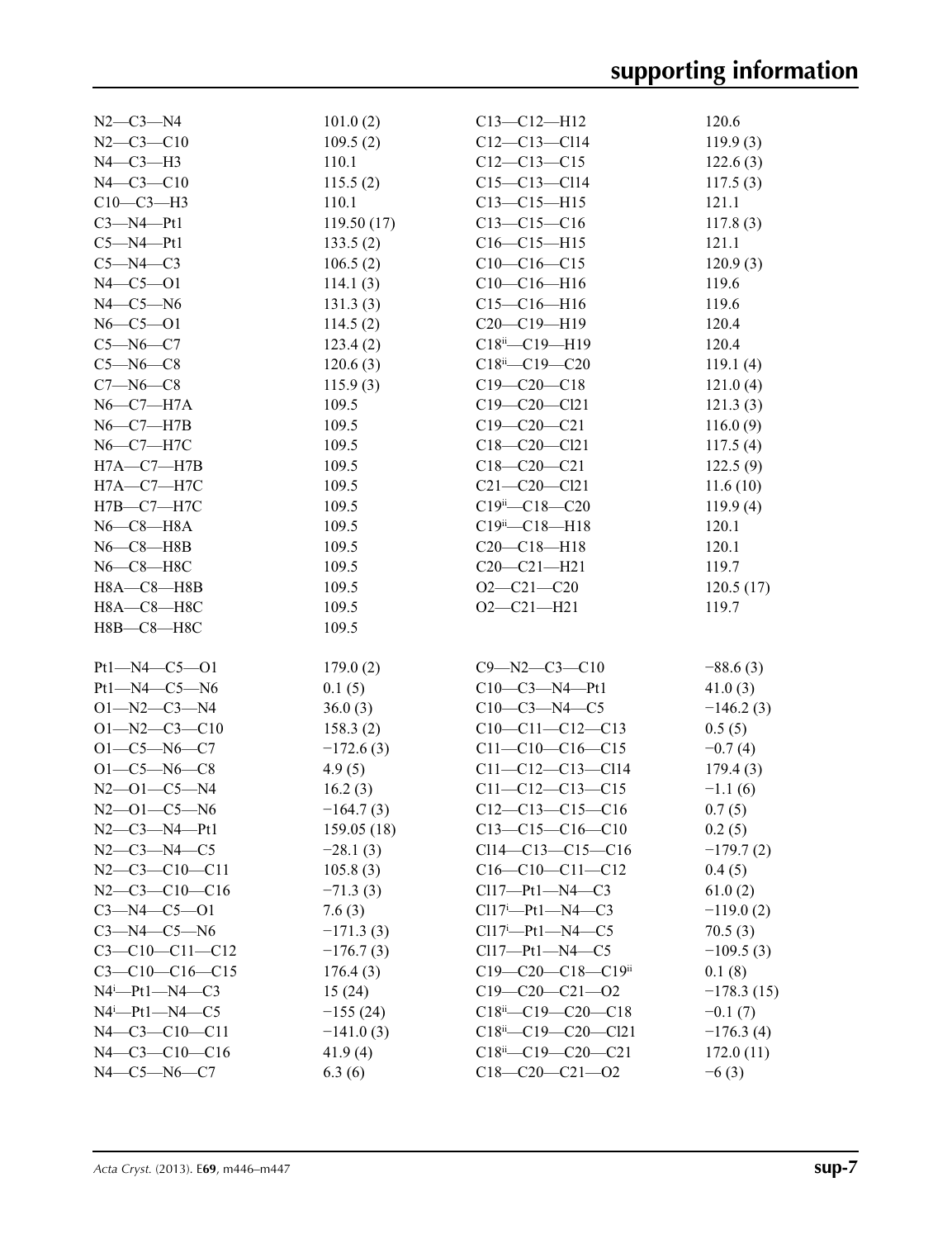| | | | |
|---|---|---|---|
| N2—C3—N4 | 101.0 (2) | C13—C12—H12 | 120.6 |
| N2—C3—C10 | 109.5 (2) | C12—C13—Cl14 | 119.9 (3) |
| N4—C3—H3 | 110.1 | C12—C13—C15 | 122.6 (3) |
| N4—C3—C10 | 115.5 (2) | C15—C13—Cl14 | 117.5 (3) |
| C10—C3—H3 | 110.1 | C13—C15—H15 | 121.1 |
| C3—N4—Pt1 | 119.50 (17) | C13—C15—C16 | 117.8 (3) |
| C5—N4—Pt1 | 133.5 (2) | C16—C15—H15 | 121.1 |
| C5—N4—C3 | 106.5 (2) | C10—C16—C15 | 120.9 (3) |
| N4—C5—O1 | 114.1 (3) | C10—C16—H16 | 119.6 |
| N4—C5—N6 | 131.3 (3) | C15—C16—H16 | 119.6 |
| N6—C5—O1 | 114.5 (2) | C20—C19—H19 | 120.4 |
| C5—N6—C7 | 123.4 (2) | C18ii—C19—H19 | 120.4 |
| C5—N6—C8 | 120.6 (3) | C18ii—C19—C20 | 119.1 (4) |
| C7—N6—C8 | 115.9 (3) | C19—C20—C18 | 121.0 (4) |
| N6—C7—H7A | 109.5 | C19—C20—Cl21 | 121.3 (3) |
| N6—C7—H7B | 109.5 | C19—C20—C21 | 116.0 (9) |
| N6—C7—H7C | 109.5 | C18—C20—Cl21 | 117.5 (4) |
| H7A—C7—H7B | 109.5 | C18—C20—C21 | 122.5 (9) |
| H7A—C7—H7C | 109.5 | C21—C20—Cl21 | 11.6 (10) |
| H7B—C7—H7C | 109.5 | C19ii—C18—C20 | 119.9 (4) |
| N6—C8—H8A | 109.5 | C19ii—C18—H18 | 120.1 |
| N6—C8—H8B | 109.5 | C20—C18—H18 | 120.1 |
| N6—C8—H8C | 109.5 | C20—C21—H21 | 119.7 |
| H8A—C8—H8B | 109.5 | O2—C21—C20 | 120.5 (17) |
| H8A—C8—H8C | 109.5 | O2—C21—H21 | 119.7 |
| H8B—C8—H8C | 109.5 | | |

| | | | |
|---|---|---|---|
| Pt1—N4—C5—O1 | 179.0 (2) | C9—N2—C3—C10 | −88.6 (3) |
| Pt1—N4—C5—N6 | 0.1 (5) | C10—C3—N4—Pt1 | 41.0 (3) |
| O1—N2—C3—N4 | 36.0 (3) | C10—C3—N4—C5 | −146.2 (3) |
| O1—N2—C3—C10 | 158.3 (2) | C10—C11—C12—C13 | 0.5 (5) |
| O1—C5—N6—C7 | −172.6 (3) | C11—C10—C16—C15 | −0.7 (4) |
| O1—C5—N6—C8 | 4.9 (5) | C11—C12—C13—Cl14 | 179.4 (3) |
| N2—O1—C5—N4 | 16.2 (3) | C11—C12—C13—C15 | −1.1 (6) |
| N2—O1—C5—N6 | −164.7 (3) | C12—C13—C15—C16 | 0.7 (5) |
| N2—C3—N4—Pt1 | 159.05 (18) | C13—C15—C16—C10 | 0.2 (5) |
| N2—C3—N4—C5 | −28.1 (3) | Cl14—C13—C15—C16 | −179.7 (2) |
| N2—C3—C10—C11 | 105.8 (3) | C16—C10—C11—C12 | 0.4 (5) |
| N2—C3—C10—C16 | −71.3 (3) | Cl17—Pt1—N4—C3 | 61.0 (2) |
| C3—N4—C5—O1 | 7.6 (3) | Cl17i—Pt1—N4—C3 | −119.0 (2) |
| C3—N4—C5—N6 | −171.3 (3) | Cl17i—Pt1—N4—C5 | 70.5 (3) |
| C3—C10—C11—C12 | −176.7 (3) | Cl17—Pt1—N4—C5 | −109.5 (3) |
| C3—C10—C16—C15 | 176.4 (3) | C19—C20—C18—C19ii | 0.1 (8) |
| N4i—Pt1—N4—C3 | 15 (24) | C19—C20—C21—O2 | −178.3 (15) |
| N4i—Pt1—N4—C5 | −155 (24) | C18ii—C19—C20—C18 | −0.1 (7) |
| N4—C3—C10—C11 | −141.0 (3) | C18ii—C19—C20—Cl21 | −176.3 (4) |
| N4—C3—C10—C16 | 41.9 (4) | C18ii—C19—C20—C21 | 172.0 (11) |
| N4—C5—N6—C7 | 6.3 (6) | C18—C20—C21—O2 | −6 (3) |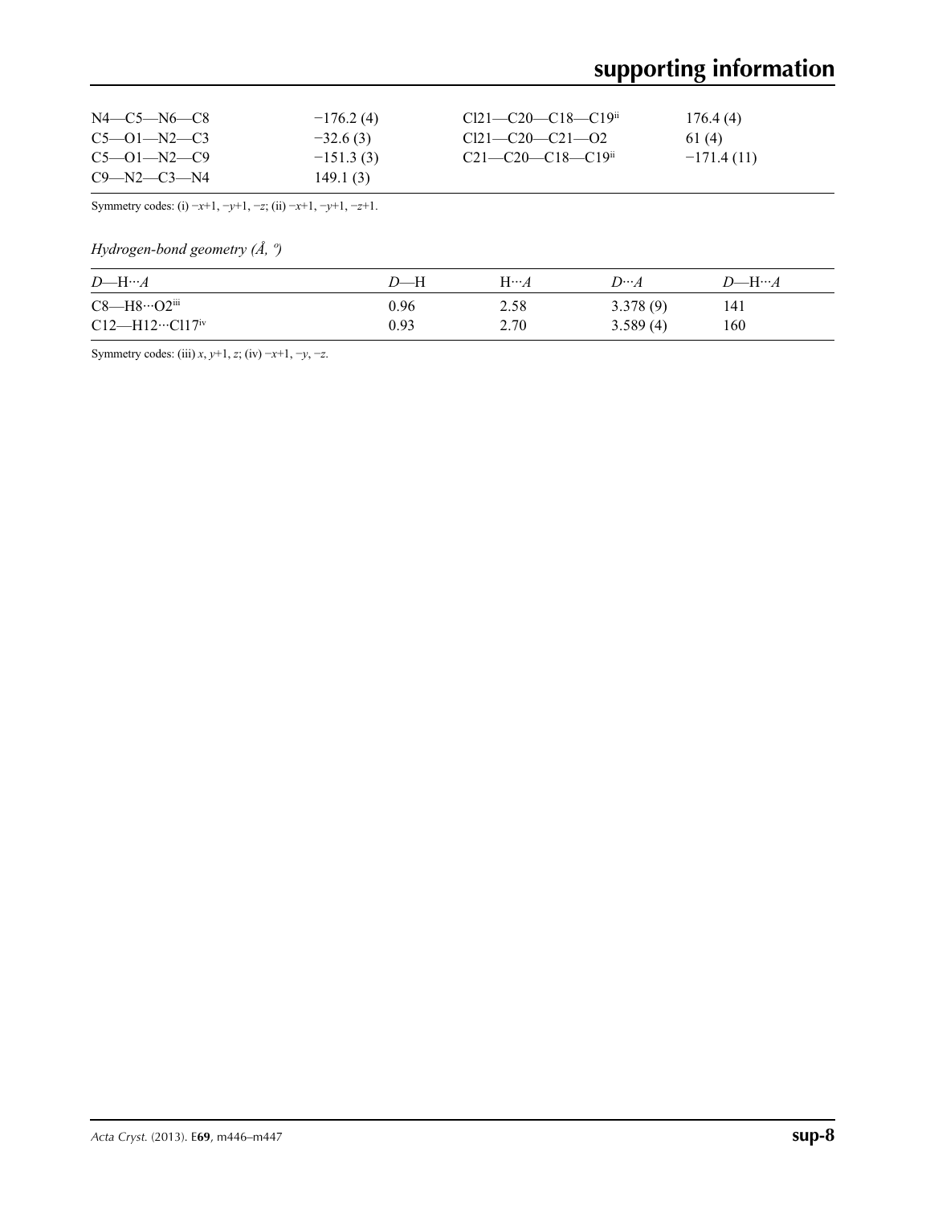| | | | |
|---|---|---|---|
| N4—C5—N6—C8 | −176.2 (4) | Cl21—C20—C18—C19[ii] | 176.4 (4) |
| C5—O1—N2—C3 | −32.6 (3) | Cl21—C20—C21—O2 | 61 (4) |
| C5—O1—N2—C9 | −151.3 (3) | C21—C20—C18—C19[ii] | −171.4 (11) |
| C9—N2—C3—N4 | 149.1 (3) | | |

Symmetry codes: (i) −*x*+1, −*y*+1, −*z*; (ii) −*x*+1, −*y*+1, −*z*+1.

*Hydrogen-bond geometry (Å, º)*

| *D*—H···*A* | *D*—H | H···*A* | *D*···*A* | *D*—H···*A* |
|---|---|---|---|---|
| C8—H8···O2[iii] | 0.96 | 2.58 | 3.378 (9) | 141 |
| C12—H12···Cl17[iv] | 0.93 | 2.70 | 3.589 (4) | 160 |

Symmetry codes: (iii) *x*, *y*+1, *z*; (iv) −*x*+1, −*y*, −*z*.